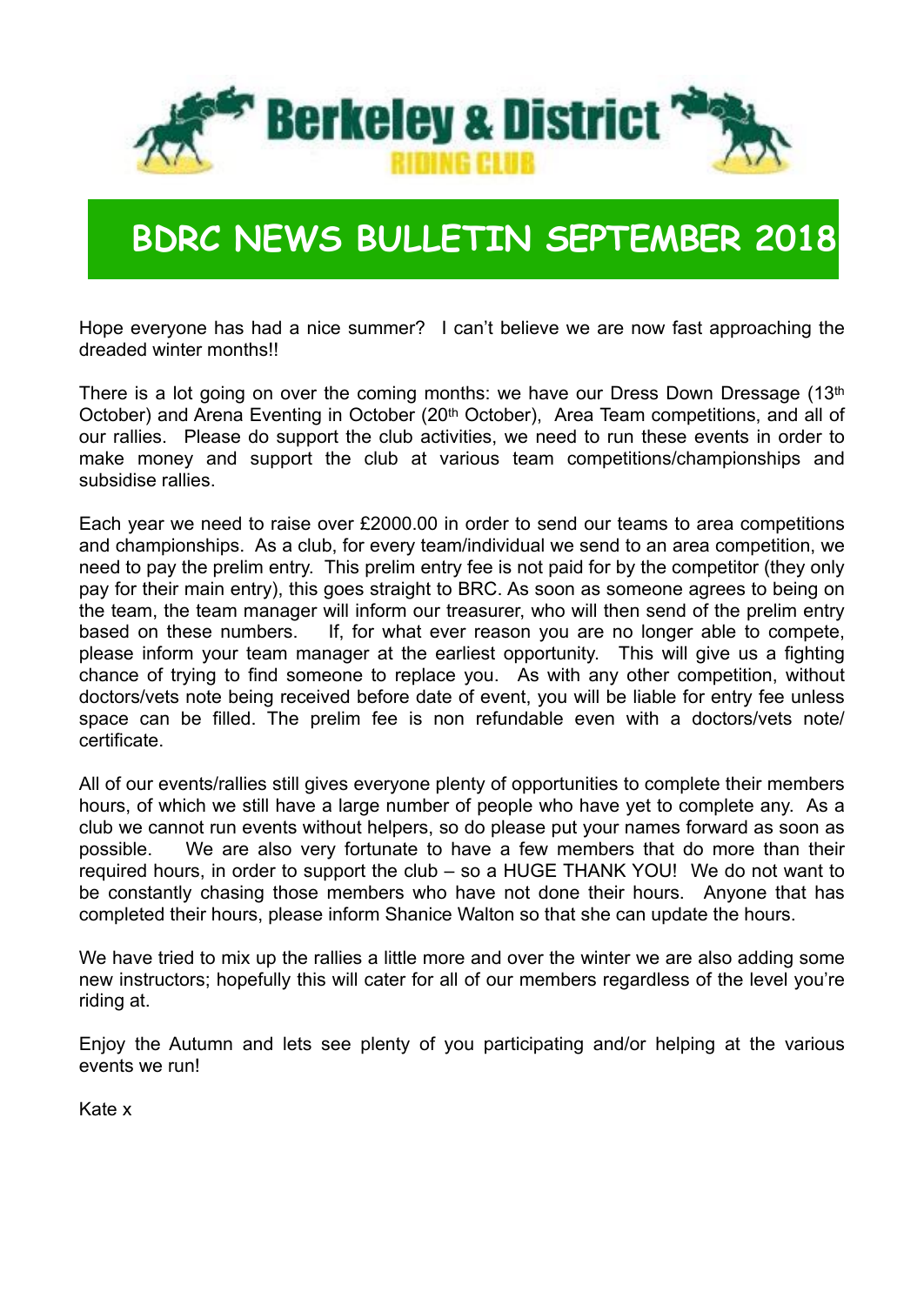# Berkeley & District

## RIDING CLUB

# BDRC NEWS BULLETIN SEPTEMBER 2018

Hope everyone has had a nice summer? I can't believe we are now fast approaching the dreaded winter months!!

There is a lot going on over the coming months: we have our Dress Down Dressage (13th October) and Arena Eventing in October (20th October), Area Team competitions, and all of our rallies. Please do support the club activities, we need to run these events in order to make money and support the club at various team competitions/championships and subsidise rallies.

Each year we need to raise over £2000.00 in order to send our teams to area competitions and championships. As a club, for every team/individual we send to an area competition, we need to pay the prelim entry. This prelim entry fee is not paid for by the competitor (they only pay for their main entry), this goes straight to BRC. As soon as someone agrees to being on the team, the team manager will inform our treasurer, who will then send of the prelim entry based on these numbers. If, for what ever reason you are no longer able to compete, please inform your team manager at the earliest opportunity. This will give us a fighting chance of trying to find someone to replace you. As with any other competition, without doctors/vets note being received before date of event, you will be liable for entry fee unless space can be filled. The prelim fee is non refundable even with a doctors/vets note/ certificate.

All of our events/rallies still gives everyone plenty of opportunities to complete their members hours, of which we still have a large number of people who have yet to complete any. As a club we cannot run events without helpers, so do please put your names forward as soon as possible. We are also very fortunate to have a few members that do more than their required hours, in order to support the club – so a HUGE THANK YOU! We do not want to be constantly chasing those members who have not done their hours. Anyone that has completed their hours, please inform Shanice Walton so that she can update the hours.

We have tried to mix up the rallies a little more and over the winter we are also adding some new instructors; hopefully this will cater for all of our members regardless of the level you're riding at.

Enjoy the Autumn and lets see plenty of you participating and/or helping at the various events we run!

Kate x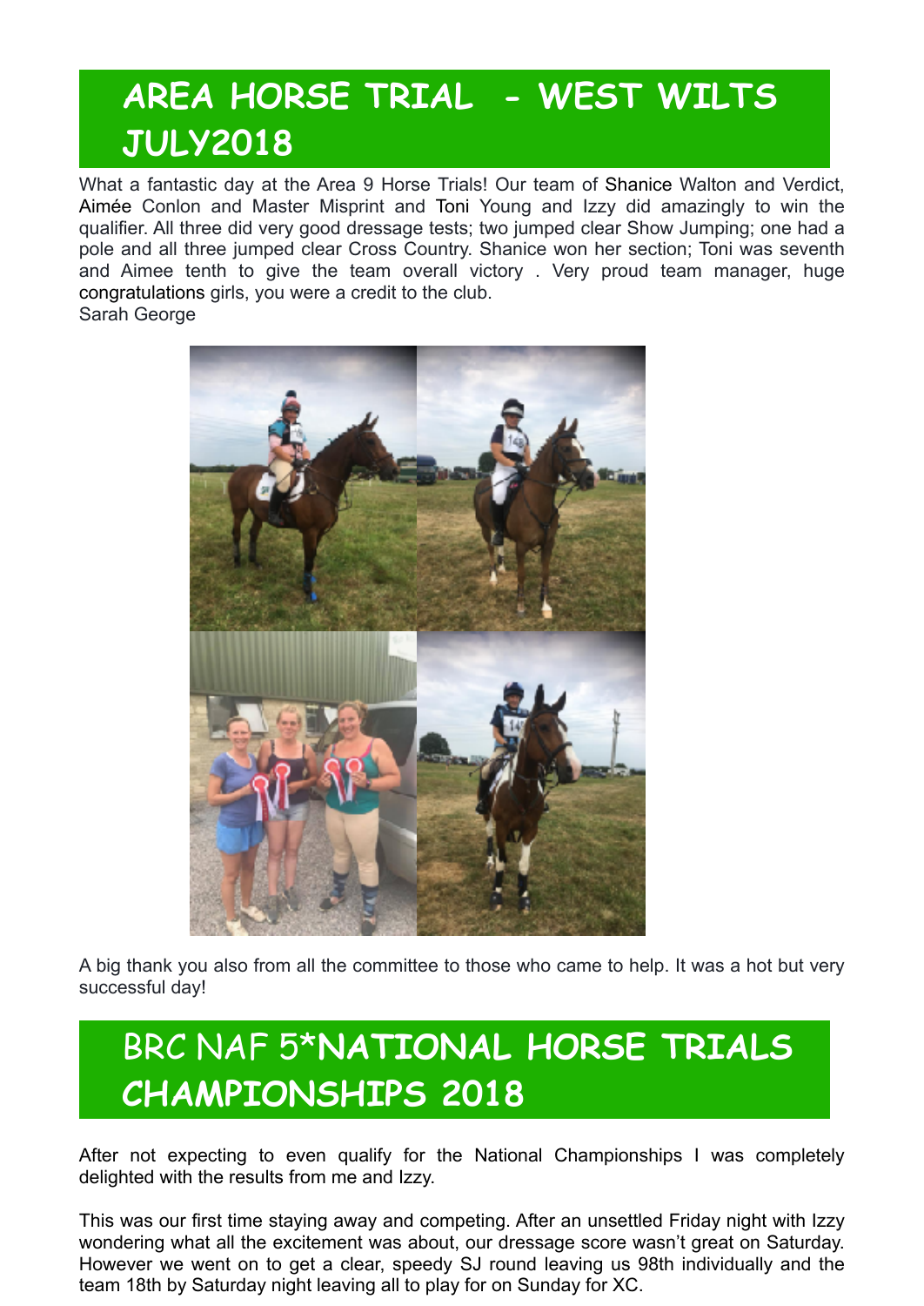## AREA HORSE TRIAL - WEST WILTS JULY2018

What a fantastic day at the Area 9 Horse Trials! Our team of Shanice Walton and Verdict, Aimée Conlon and Master Misprint and Toni Young and Izzy did amazingly to win the qualifier. All three did very good dressage tests; two jumped clear Show Jumping; one had a pole and all three jumped clear Cross Country. Shanice won her section; Toni was seventh and Aimee tenth to give the team overall victory . Very proud team manager, huge congratulations girls, you were a credit to the club.
Sarah George

A big thank you also from all the committee to those who came to help. It was a hot but very successful day!

## BRC NAF 5*NATIONAL HORSE TRIALS CHAMPIONSHIPS 2018

After not expecting to even qualify for the National Championships I was completely delighted with the results from me and Izzy.

This was our first time staying away and competing. After an unsettled Friday night with Izzy wondering what all the excitement was about, our dressage score wasn't great on Saturday. However we went on to get a clear, speedy SJ round leaving us 98th individually and the team 18th by Saturday night leaving all to play for on Sunday for XC.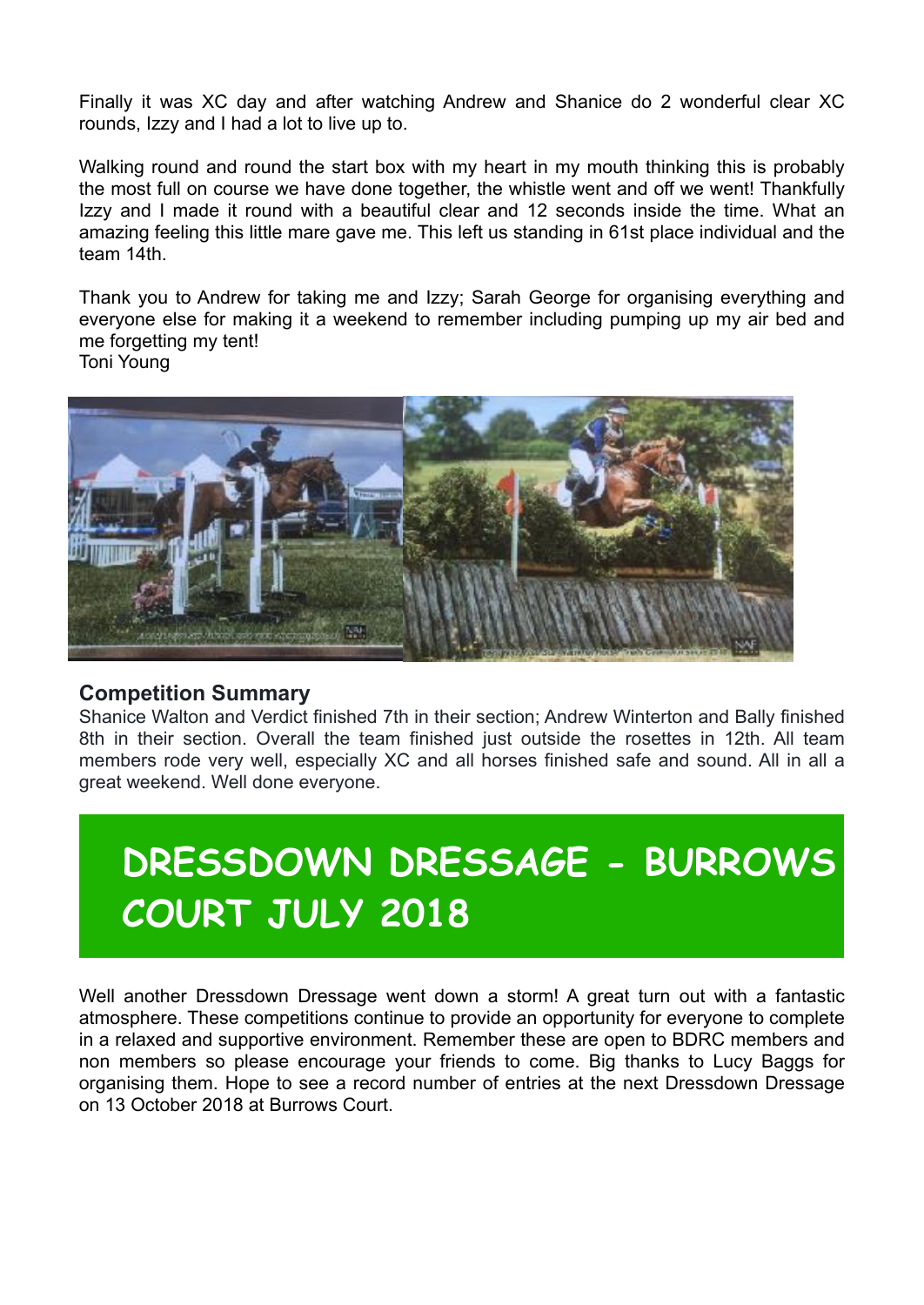Finally it was XC day and after watching Andrew and Shanice do 2 wonderful clear XC rounds, Izzy and I had a lot to live up to.

Walking round and round the start box with my heart in my mouth thinking this is probably the most full on course we have done together, the whistle went and off we went! Thankfully Izzy and I made it round with a beautiful clear and 12 seconds inside the time. What an amazing feeling this little mare gave me. This left us standing in 61st place individual and the team 14th.

Thank you to Andrew for taking me and Izzy; Sarah George for organising everything and everyone else for making it a weekend to remember including pumping up my air bed and me forgetting my tent!
Toni Young

### Competition Summary

Shanice Walton and Verdict finished 7th in their section; Andrew Winterton and Bally finished 8th in their section. Overall the team finished just outside the rosettes in 12th. All team members rode very well, especially XC and all horses finished safe and sound. All in all a great weekend. Well done everyone.

## DRESSDOWN DRESSAGE - BURROWS COURT JULY 2018

Well another Dressdown Dressage went down a storm! A great turn out with a fantastic atmosphere. These competitions continue to provide an opportunity for everyone to complete in a relaxed and supportive environment. Remember these are open to BDRC members and non members so please encourage your friends to come. Big thanks to Lucy Baggs for organising them. Hope to see a record number of entries at the next Dressdown Dressage on 13 October 2018 at Burrows Court.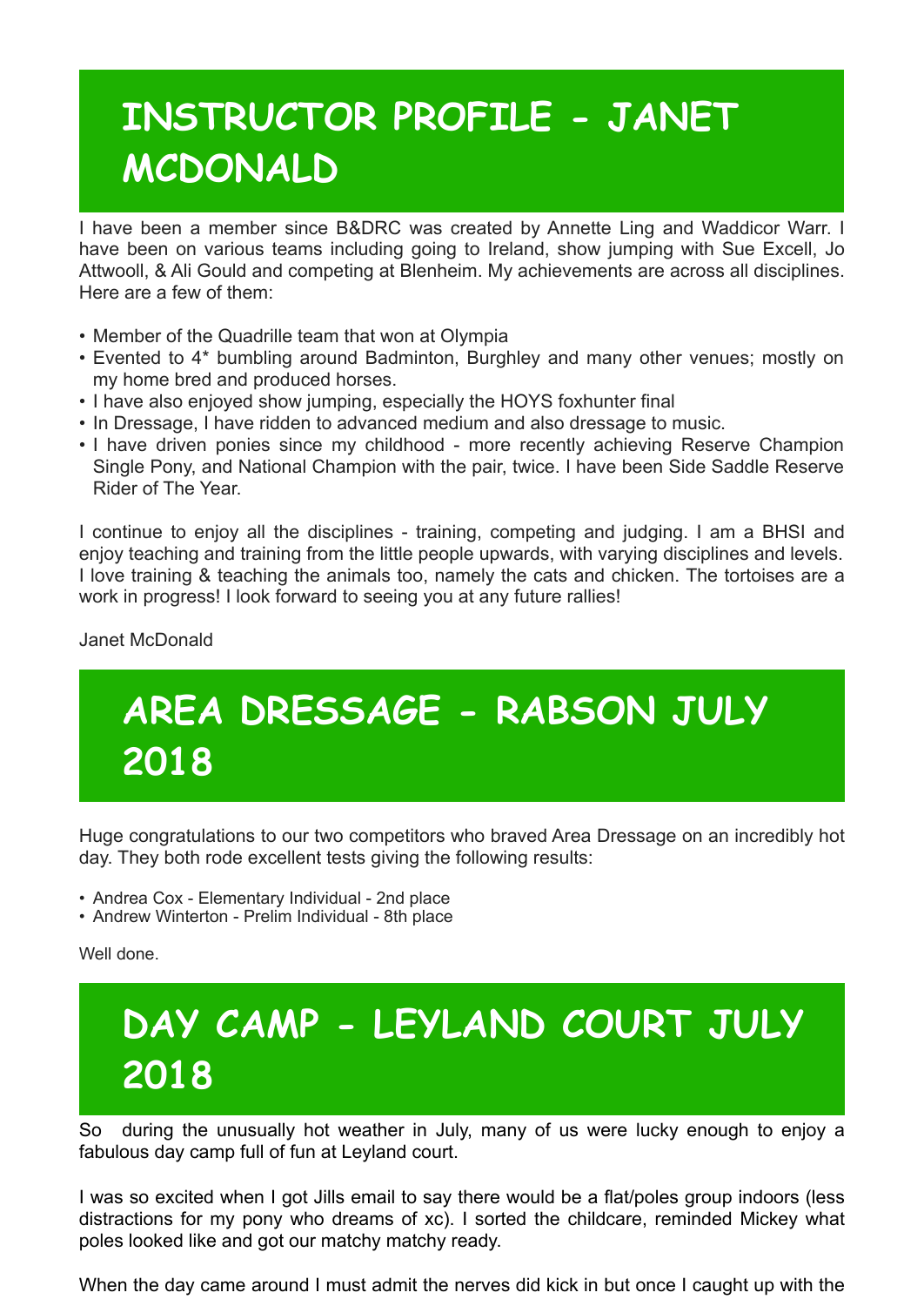# INSTRUCTOR PROFILE - JANET MCDONALD

I have been a member since B&DRC was created by Annette Ling and Waddicor Warr. I have been on various teams including going to Ireland, show jumping with Sue Excell, Jo Attwooll, & Ali Gould and competing at Blenheim. My achievements are across all disciplines. Here are a few of them:

- Member of the Quadrille team that won at Olympia
- Evented to 4* bumbling around Badminton, Burghley and many other venues; mostly on my home bred and produced horses.
- I have also enjoyed show jumping, especially the HOYS foxhunter final
- In Dressage, I have ridden to advanced medium and also dressage to music.
- I have driven ponies since my childhood - more recently achieving Reserve Champion Single Pony, and National Champion with the pair, twice. I have been Side Saddle Reserve Rider of The Year.

I continue to enjoy all the disciplines - training, competing and judging. I am a BHSI and enjoy teaching and training from the little people upwards, with varying disciplines and levels. I love training & teaching the animals too, namely the cats and chicken. The tortoises are a work in progress! I look forward to seeing you at any future rallies!

Janet McDonald

# AREA DRESSAGE - RABSON JULY 2018

Huge congratulations to our two competitors who braved Area Dressage on an incredibly hot day. They both rode excellent tests giving the following results:

- Andrea Cox - Elementary Individual - 2nd place
- Andrew Winterton - Prelim Individual - 8th place

Well done.

# DAY CAMP - LEYLAND COURT JULY 2018

So during the unusually hot weather in July, many of us were lucky enough to enjoy a fabulous day camp full of fun at Leyland court.

I was so excited when I got Jills email to say there would be a flat/poles group indoors (less distractions for my pony who dreams of xc). I sorted the childcare, reminded Mickey what poles looked like and got our matchy matchy ready.

When the day came around I must admit the nerves did kick in but once I caught up with the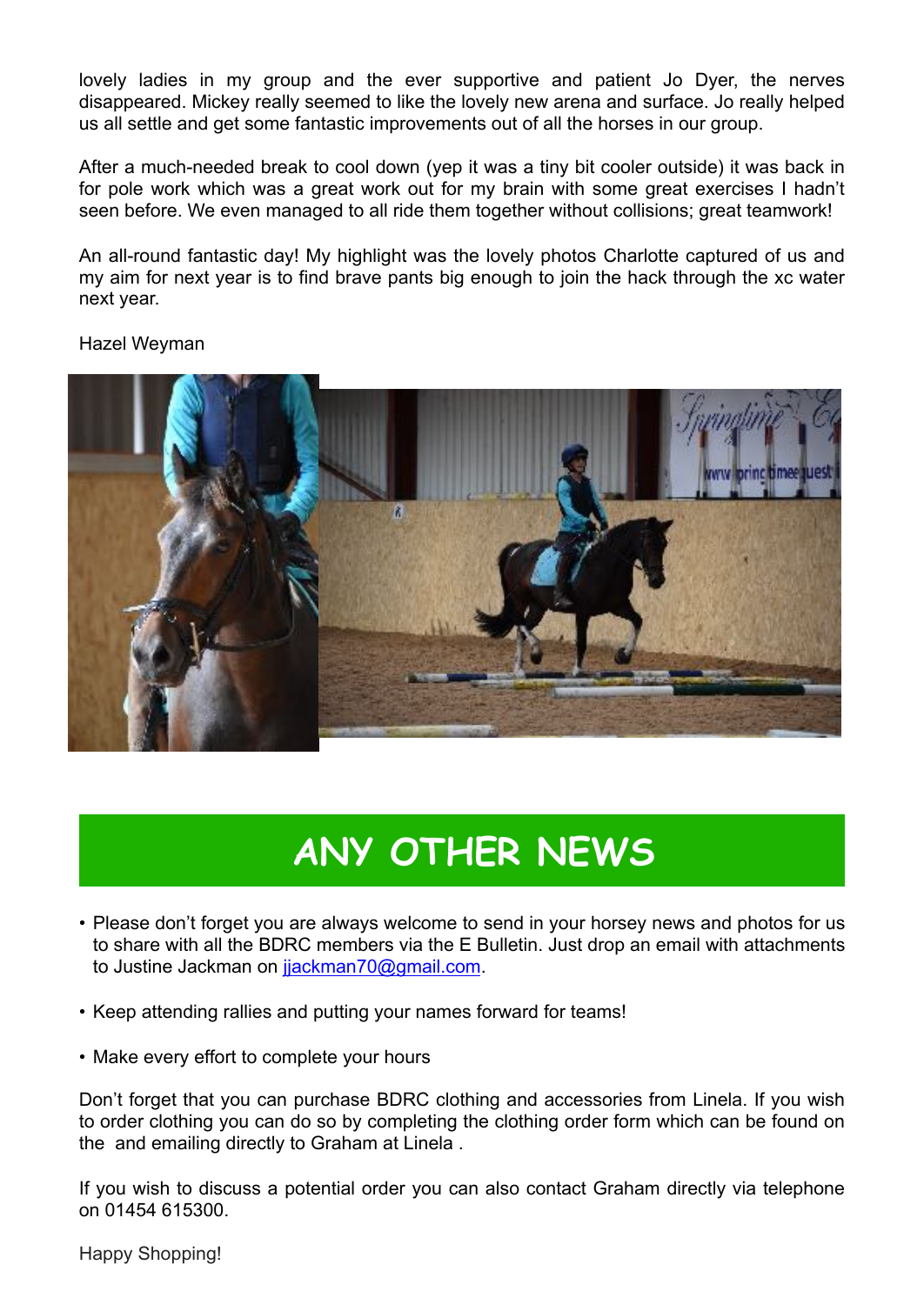lovely ladies in my group and the ever supportive and patient Jo Dyer, the nerves disappeared. Mickey really seemed to like the lovely new arena and surface. Jo really helped us all settle and get some fantastic improvements out of all the horses in our group.

After a much-needed break to cool down (yep it was a tiny bit cooler outside) it was back in for pole work which was a great work out for my brain with some great exercises I hadn't seen before. We even managed to all ride them together without collisions; great teamwork!

An all-round fantastic day! My highlight was the lovely photos Charlotte captured of us and my aim for next year is to find brave pants big enough to join the hack through the xc water next year.

Hazel Weyman

# ANY OTHER NEWS

- Please don't forget you are always welcome to send in your horsey news and photos for us to share with all the BDRC members via the E Bulletin. Just drop an email with attachments to Justine Jackman on jjackman70@gmail.com.
- Keep attending rallies and putting your names forward for teams!
- Make every effort to complete your hours

Don't forget that you can purchase BDRC clothing and accessories from Linela. If you wish to order clothing you can do so by completing the clothing order form which can be found on the and emailing directly to Graham at Linela .

If you wish to discuss a potential order you can also contact Graham directly via telephone on 01454 615300.

Happy Shopping!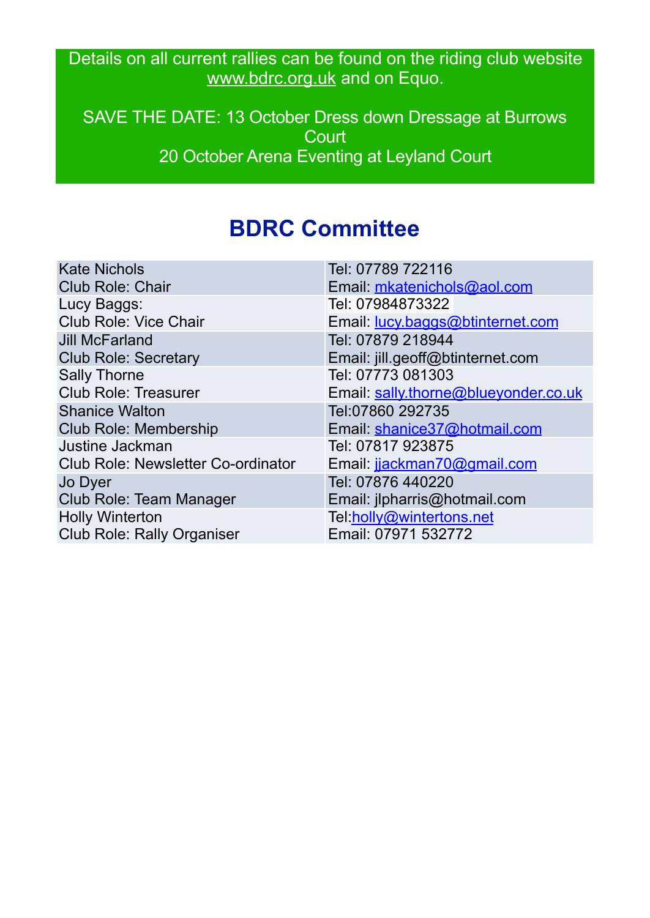Details on all current rallies can be found on the riding club website www.bdrc.org.uk and on Equo.

SAVE THE DATE: 13 October Dress down Dressage at Burrows Court
20 October Arena Eventing at Leyland Court

## BDRC Committee

| | |
|---|---|
| Kate Nichols<br>Club Role: Chair | Tel: 07789 722116<br>Email: mkatenichols@aol.com |
| Lucy Baggs:<br>Club Role: Vice Chair | Tel: 07984873322<br>Email: lucy.baggs@btinternet.com |
| Jill McFarland<br>Club Role: Secretary | Tel: 07879 218944<br>Email: jill.geoff@btinternet.com |
| Sally Thorne<br>Club Role: Treasurer | Tel: 07773 081303<br>Email: sally.thorne@blueyonder.co.uk |
| Shanice Walton<br>Club Role: Membership | Tel:07860 292735<br>Email: shanice37@hotmail.com |
| Justine Jackman<br>Club Role: Newsletter Co-ordinator | Tel: 07817 923875<br>Email: jjackman70@gmail.com |
| Jo Dyer<br>Club Role: Team Manager | Tel: 07876 440220<br>Email: jlpharris@hotmail.com |
| Holly Winterton<br>Club Role: Rally Organiser | Tel:holly@wintertons.net<br>Email: 07971 532772 |